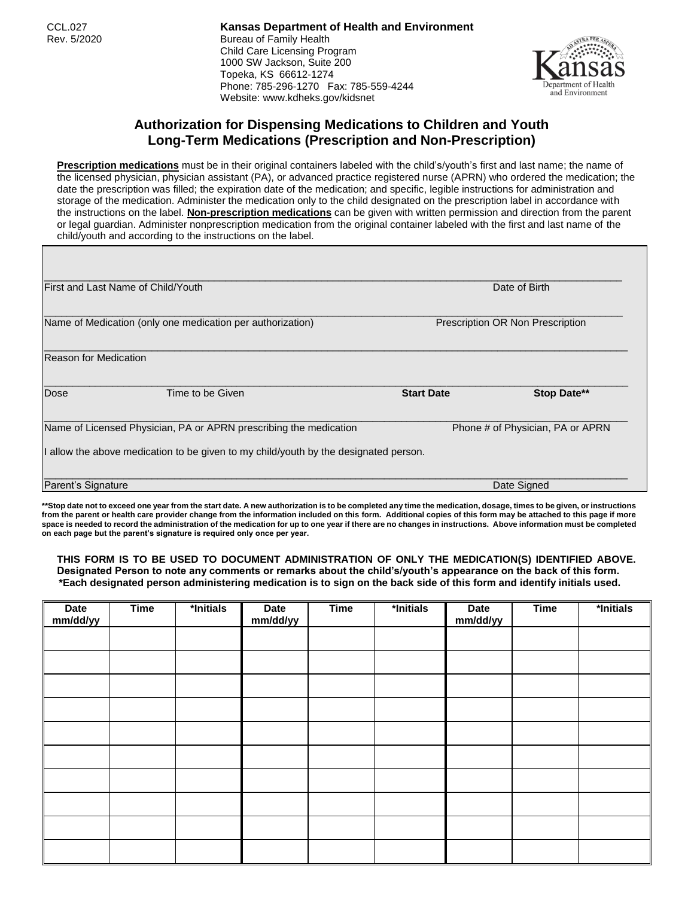CCL.027
Rev. 5/2020

**Kansas Department of Health and Environment**
Bureau of Family Health
Child Care Licensing Program
1000 SW Jackson, Suite 200
Topeka, KS 66612-1274
Phone: 785-296-1270 Fax: 785-559-4244
Website: www.kdheks.gov/kidsnet

## Authorization for Dispensing Medications to Children and Youth
## Long-Term Medications (Prescription and Non-Prescription)

**Prescription medications** must be in their original containers labeled with the child's/youth's first and last name; the name of the licensed physician, physician assistant (PA), or advanced practice registered nurse (APRN) who ordered the medication; the date the prescription was filled; the expiration date of the medication; and specific, legible instructions for administration and storage of the medication. Administer the medication only to the child designated on the prescription label in accordance with the instructions on the label. **Non-prescription medications** can be given with written permission and direction from the parent or legal guardian. Administer nonprescription medication from the original container labeled with the first and last name of the child/youth and according to the instructions on the label.

First and Last Name of Child/Youth ______________________ Date of Birth ______________________

Name of Medication (only one medication per authorization) ______________________ Prescription OR Non Prescription ______________________

Reason for Medication ______________________

Dose ______________________ Time to be Given ______________________ **Start Date** ______________________ **Stop Date**** ______________________

Name of Licensed Physician, PA or APRN prescribing the medication ______________________ Phone # of Physician, PA or APRN ______________________

I allow the above medication to be given to my child/youth by the designated person.

Parent's Signature ______________________ Date Signed ______________________

****Stop date not to exceed one year from the start date. A new authorization is to be completed any time the medication, dosage, times to be given, or instructions from the parent or health care provider change from the information included on this form. Additional copies of this form may be attached to this page if more space is needed to record the administration of the medication for up to one year if there are no changes in instructions. Above information must be completed on each page but the parent's signature is required only once per year.**

**THIS FORM IS TO BE USED TO DOCUMENT ADMINISTRATION OF ONLY THE MEDICATION(S) IDENTIFIED ABOVE. Designated Person to note any comments or remarks about the child's/youth's appearance on the back of this form. *Each designated person administering medication is to sign on the back side of this form and identify initials used.**

| Date mm/dd/yy | Time | *Initials | Date mm/dd/yy | Time | *Initials | Date mm/dd/yy | Time | *Initials |
|---|---|---|---|---|---|---|---|---|
| | | | | | | | | |
| | | | | | | | | |
| | | | | | | | | |
| | | | | | | | | |
| | | | | | | | | |
| | | | | | | | | |
| | | | | | | | | |
| | | | | | | | | |
| | | | | | | | | |
| | | | | | | | | |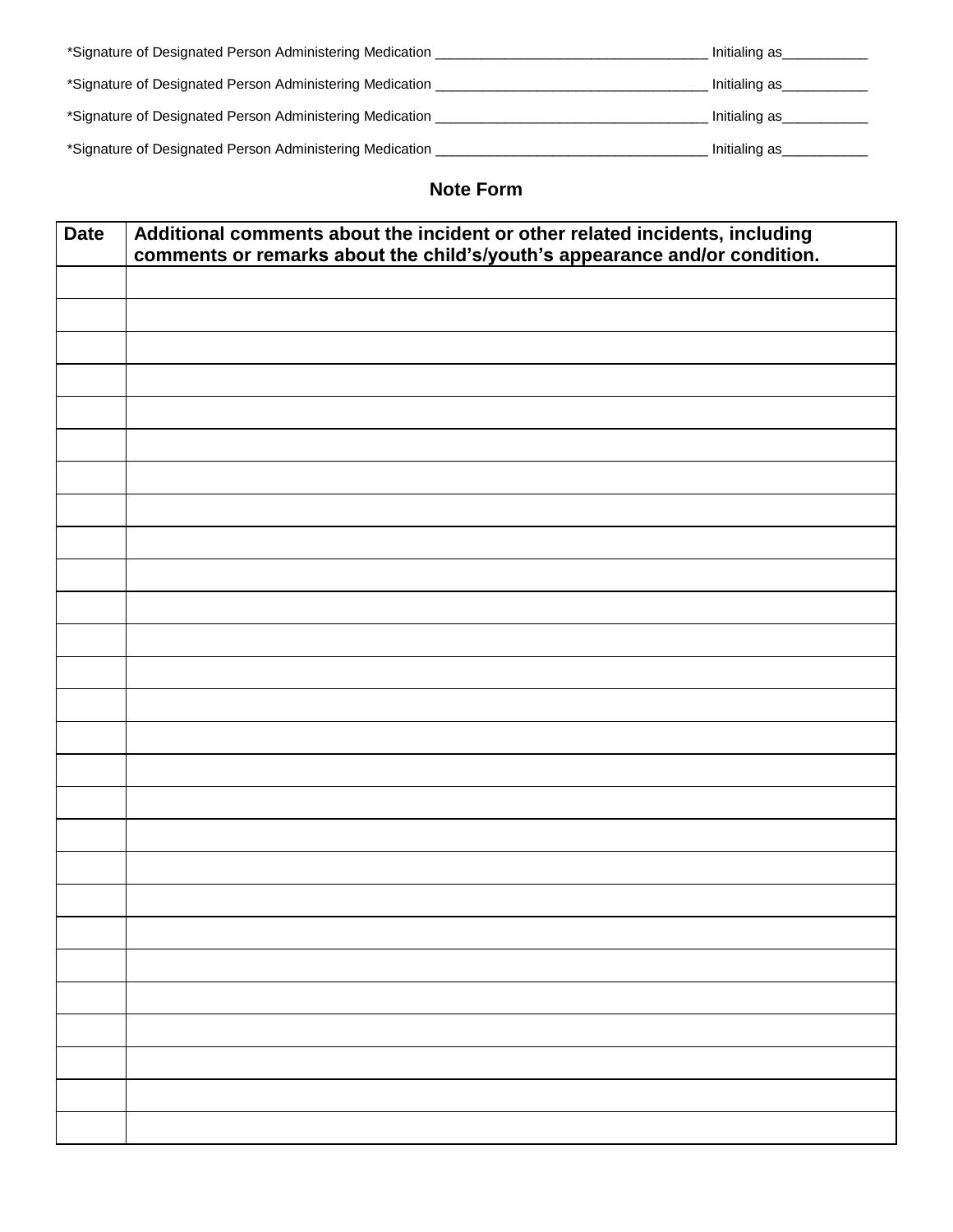*Signature of Designated Person Administering Medication ___________________________________ Initialing as___________

*Signature of Designated Person Administering Medication ___________________________________ Initialing as___________

*Signature of Designated Person Administering Medication ___________________________________ Initialing as___________

*Signature of Designated Person Administering Medication ___________________________________ Initialing as___________

## Note Form

| Date | Additional comments about the incident or other related incidents, including comments or remarks about the child's/youth's appearance and/or condition. |
|---|---|
| | |
| | |
| | |
| | |
| | |
| | |
| | |
| | |
| | |
| | |
| | |
| | |
| | |
| | |
| | |
| | |
| | |
| | |
| | |
| | |
| | |
| | |
| | |
| | |
| | |
| | |
| | |